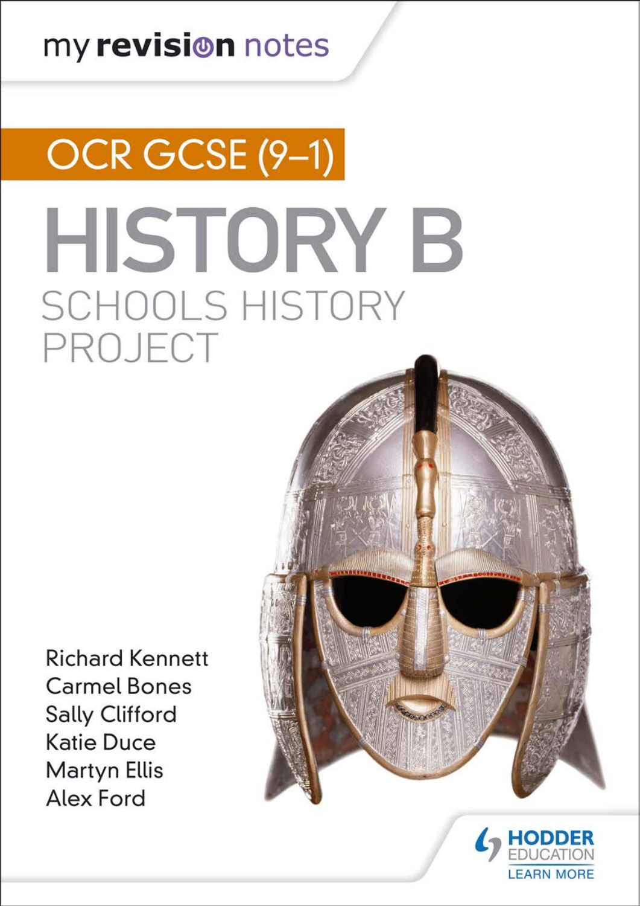my revision notes

OCR GCSE (9–1)

# HISTORY B

## SCHOOLS HISTORY PROJECT

Richard Kennett
Carmel Bones
Sally Clifford
Katie Duce
Martyn Ellis
Alex Ford

HODDER EDUCATION
LEARN MORE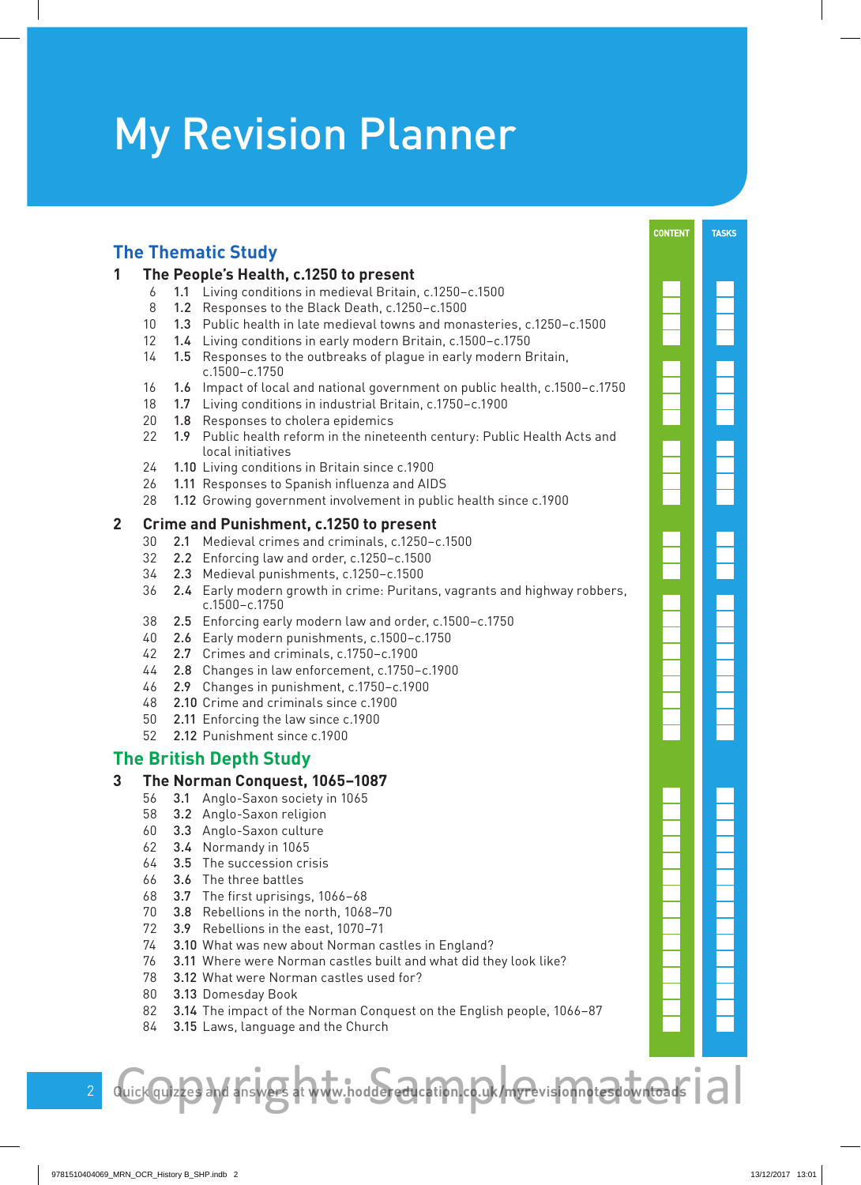# My Revision Planner

## The Thematic Study

### 1 The People's Health, c.1250 to present

| Page | Section | Topic | Content | Tasks |
|---|---|---|---|---|
| 6 | 1.1 | Living conditions in medieval Britain, c.1250–c.1500 | | |
| 8 | 1.2 | Responses to the Black Death, c.1250–c.1500 | | |
| 10 | 1.3 | Public health in late medieval towns and monasteries, c.1250–c.1500 | | |
| 12 | 1.4 | Living conditions in early modern Britain, c.1500–c.1750 | | |
| 14 | 1.5 | Responses to the outbreaks of plague in early modern Britain, c.1500–c.1750 | | |
| 16 | 1.6 | Impact of local and national government on public health, c.1500–c.1750 | | |
| 18 | 1.7 | Living conditions in industrial Britain, c.1750–c.1900 | | |
| 20 | 1.8 | Responses to cholera epidemics | | |
| 22 | 1.9 | Public health reform in the nineteenth century: Public Health Acts and local initiatives | | |
| 24 | 1.10 | Living conditions in Britain since c.1900 | | |
| 26 | 1.11 | Responses to Spanish influenza and AIDS | | |
| 28 | 1.12 | Growing government involvement in public health since c.1900 | | |

### 2 Crime and Punishment, c.1250 to present

| Page | Section | Topic | Content | Tasks |
|---|---|---|---|---|
| 30 | 2.1 | Medieval crimes and criminals, c.1250–c.1500 | | |
| 32 | 2.2 | Enforcing law and order, c.1250–c.1500 | | |
| 34 | 2.3 | Medieval punishments, c.1250–c.1500 | | |
| 36 | 2.4 | Early modern growth in crime: Puritans, vagrants and highway robbers, c.1500–c.1750 | | |
| 38 | 2.5 | Enforcing early modern law and order, c.1500–c.1750 | | |
| 40 | 2.6 | Early modern punishments, c.1500–c.1750 | | |
| 42 | 2.7 | Crimes and criminals, c.1750–c.1900 | | |
| 44 | 2.8 | Changes in law enforcement, c.1750–c.1900 | | |
| 46 | 2.9 | Changes in punishment, c.1750–c.1900 | | |
| 48 | 2.10 | Crime and criminals since c.1900 | | |
| 50 | 2.11 | Enforcing the law since c.1900 | | |
| 52 | 2.12 | Punishment since c.1900 | | |

## The British Depth Study

### 3 The Norman Conquest, 1065–1087

| Page | Section | Topic | Content | Tasks |
|---|---|---|---|---|
| 56 | 3.1 | Anglo-Saxon society in 1065 | | |
| 58 | 3.2 | Anglo-Saxon religion | | |
| 60 | 3.3 | Anglo-Saxon culture | | |
| 62 | 3.4 | Normandy in 1065 | | |
| 64 | 3.5 | The succession crisis | | |
| 66 | 3.6 | The three battles | | |
| 68 | 3.7 | The first uprisings, 1066–68 | | |
| 70 | 3.8 | Rebellions in the north, 1068–70 | | |
| 72 | 3.9 | Rebellions in the east, 1070–71 | | |
| 74 | 3.10 | What was new about Norman castles in England? | | |
| 76 | 3.11 | Where were Norman castles built and what did they look like? | | |
| 78 | 3.12 | What were Norman castles used for? | | |
| 80 | 3.13 | Domesday Book | | |
| 82 | 3.14 | The impact of the Norman Conquest on the English people, 1066–87 | | |
| 84 | 3.15 | Laws, language and the Church | | |

Quick quizzes and answers at www.hoddereducation.co.uk/myrevisionnotesdownloads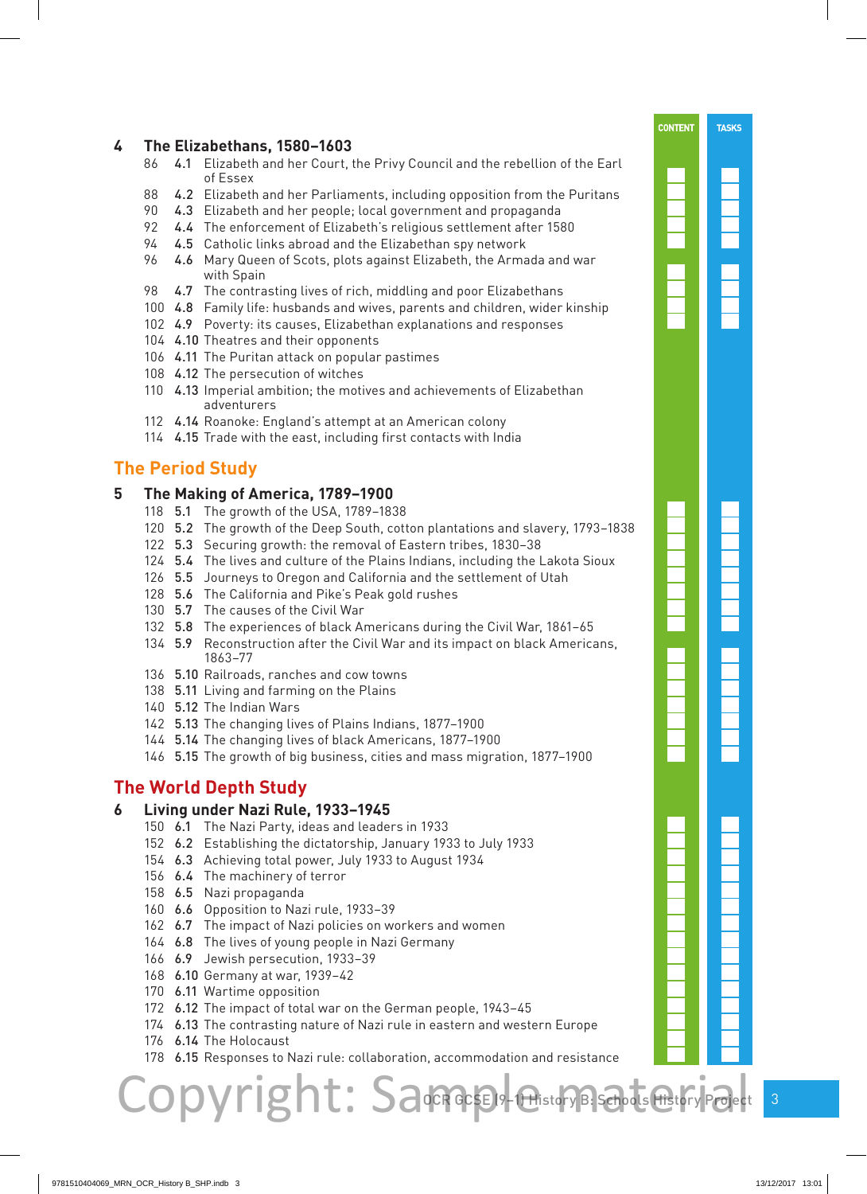## 4 The Elizabethans, 1580–1603

| Page | Section | Topic |
|---|---|---|
| 86 | 4.1 | Elizabeth and her Court, the Privy Council and the rebellion of the Earl of Essex |
| 88 | 4.2 | Elizabeth and her Parliaments, including opposition from the Puritans |
| 90 | 4.3 | Elizabeth and her people; local government and propaganda |
| 92 | 4.4 | The enforcement of Elizabeth's religious settlement after 1580 |
| 94 | 4.5 | Catholic links abroad and the Elizabethan spy network |
| 96 | 4.6 | Mary Queen of Scots, plots against Elizabeth, the Armada and war with Spain |
| 98 | 4.7 | The contrasting lives of rich, middling and poor Elizabethans |
| 100 | 4.8 | Family life: husbands and wives, parents and children, wider kinship |
| 102 | 4.9 | Poverty: its causes, Elizabethan explanations and responses |
| 104 | 4.10 | Theatres and their opponents |
| 106 | 4.11 | The Puritan attack on popular pastimes |
| 108 | 4.12 | The persecution of witches |
| 110 | 4.13 | Imperial ambition; the motives and achievements of Elizabethan adventurers |
| 112 | 4.14 | Roanoke: England's attempt at an American colony |
| 114 | 4.15 | Trade with the east, including first contacts with India |

# The Period Study

## 5 The Making of America, 1789–1900

| Page | Section | Topic |
|---|---|---|
| 118 | 5.1 | The growth of the USA, 1789–1838 |
| 120 | 5.2 | The growth of the Deep South, cotton plantations and slavery, 1793–1838 |
| 122 | 5.3 | Securing growth: the removal of Eastern tribes, 1830–38 |
| 124 | 5.4 | The lives and culture of the Plains Indians, including the Lakota Sioux |
| 126 | 5.5 | Journeys to Oregon and California and the settlement of Utah |
| 128 | 5.6 | The California and Pike's Peak gold rushes |
| 130 | 5.7 | The causes of the Civil War |
| 132 | 5.8 | The experiences of black Americans during the Civil War, 1861–65 |
| 134 | 5.9 | Reconstruction after the Civil War and its impact on black Americans, 1863–77 |
| 136 | 5.10 | Railroads, ranches and cow towns |
| 138 | 5.11 | Living and farming on the Plains |
| 140 | 5.12 | The Indian Wars |
| 142 | 5.13 | The changing lives of Plains Indians, 1877–1900 |
| 144 | 5.14 | The changing lives of black Americans, 1877–1900 |
| 146 | 5.15 | The growth of big business, cities and mass migration, 1877–1900 |

# The World Depth Study

## 6 Living under Nazi Rule, 1933–1945

| Page | Section | Topic |
|---|---|---|
| 150 | 6.1 | The Nazi Party, ideas and leaders in 1933 |
| 152 | 6.2 | Establishing the dictatorship, January 1933 to July 1933 |
| 154 | 6.3 | Achieving total power, July 1933 to August 1934 |
| 156 | 6.4 | The machinery of terror |
| 158 | 6.5 | Nazi propaganda |
| 160 | 6.6 | Opposition to Nazi rule, 1933–39 |
| 162 | 6.7 | The impact of Nazi policies on workers and women |
| 164 | 6.8 | The lives of young people in Nazi Germany |
| 166 | 6.9 | Jewish persecution, 1933–39 |
| 168 | 6.10 | Germany at war, 1939–42 |
| 170 | 6.11 | Wartime opposition |
| 172 | 6.12 | The impact of total war on the German people, 1943–45 |
| 174 | 6.13 | The contrasting nature of Nazi rule in eastern and western Europe |
| 176 | 6.14 | The Holocaust |
| 178 | 6.15 | Responses to Nazi rule: collaboration, accommodation and resistance |

Copyright: Sample material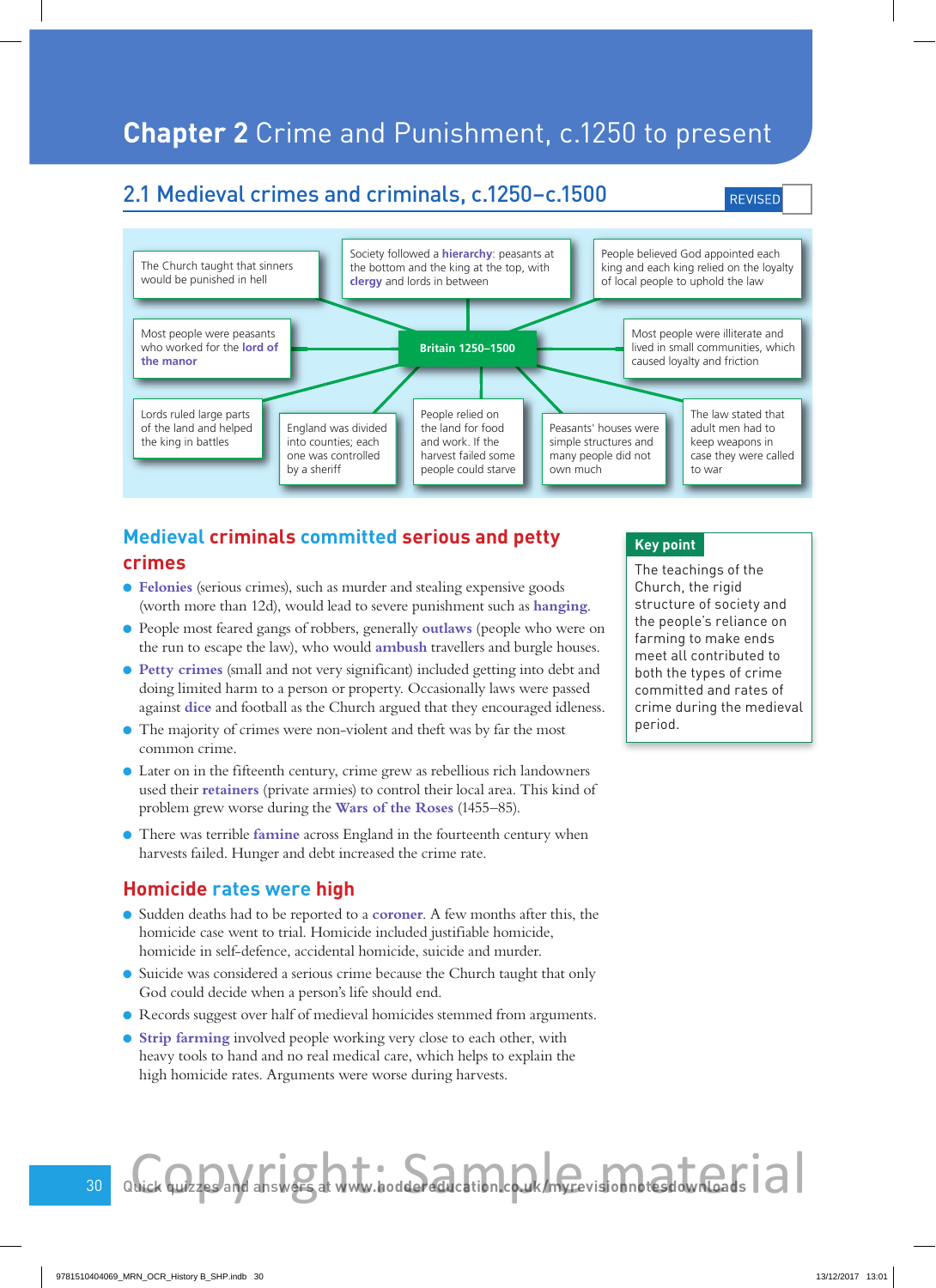# Chapter 2 Crime and Punishment, c.1250 to present

## 2.1 Medieval crimes and criminals, c.1250–c.1500

REVISED

**Britain 1250–1500**

- The Church taught that sinners would be punished in hell
- Society followed a **hierarchy**: peasants at the bottom and the king at the top, with **clergy** and lords in between
- People believed God appointed each king and each king relied on the loyalty of local people to uphold the law
- Most people were peasants who worked for the **lord of the manor**
- Most people were illiterate and lived in small communities, which caused loyalty and friction
- Lords ruled large parts of the land and helped the king in battles
- England was divided into counties; each one was controlled by a sheriff
- People relied on the land for food and work. If the harvest failed some people could starve
- Peasants' houses were simple structures and many people did not own much
- The law stated that adult men had to keep weapons in case they were called to war

### Medieval criminals committed serious and petty crimes

- **Felonies** (serious crimes), such as murder and stealing expensive goods (worth more than 12d), would lead to severe punishment such as **hanging**.
- People most feared gangs of robbers, generally **outlaws** (people who were on the run to escape the law), who would **ambush** travellers and burgle houses.
- **Petty crimes** (small and not very significant) included getting into debt and doing limited harm to a person or property. Occasionally laws were passed against **dice** and football as the Church argued that they encouraged idleness.
- The majority of crimes were non-violent and theft was by far the most common crime.
- Later on in the fifteenth century, crime grew as rebellious rich landowners used their **retainers** (private armies) to control their local area. This kind of problem grew worse during the **Wars of the Roses** (1455–85).
- There was terrible **famine** across England in the fourteenth century when harvests failed. Hunger and debt increased the crime rate.

### Homicide rates were high

- Sudden deaths had to be reported to a **coroner**. A few months after this, the homicide case went to trial. Homicide included justifiable homicide, homicide in self-defence, accidental homicide, suicide and murder.
- Suicide was considered a serious crime because the Church taught that only God could decide when a person's life should end.
- Records suggest over half of medieval homicides stemmed from arguments.
- **Strip farming** involved people working very close to each other, with heavy tools to hand and no real medical care, which helps to explain the high homicide rates. Arguments were worse during harvests.

**Key point**

The teachings of the Church, the rigid structure of society and the people's reliance on farming to make ends meet all contributed to both the types of crime committed and rates of crime during the medieval period.

Quick quizzes and answers at www.hoddereducation.co.uk/myrevisionnotesdownloads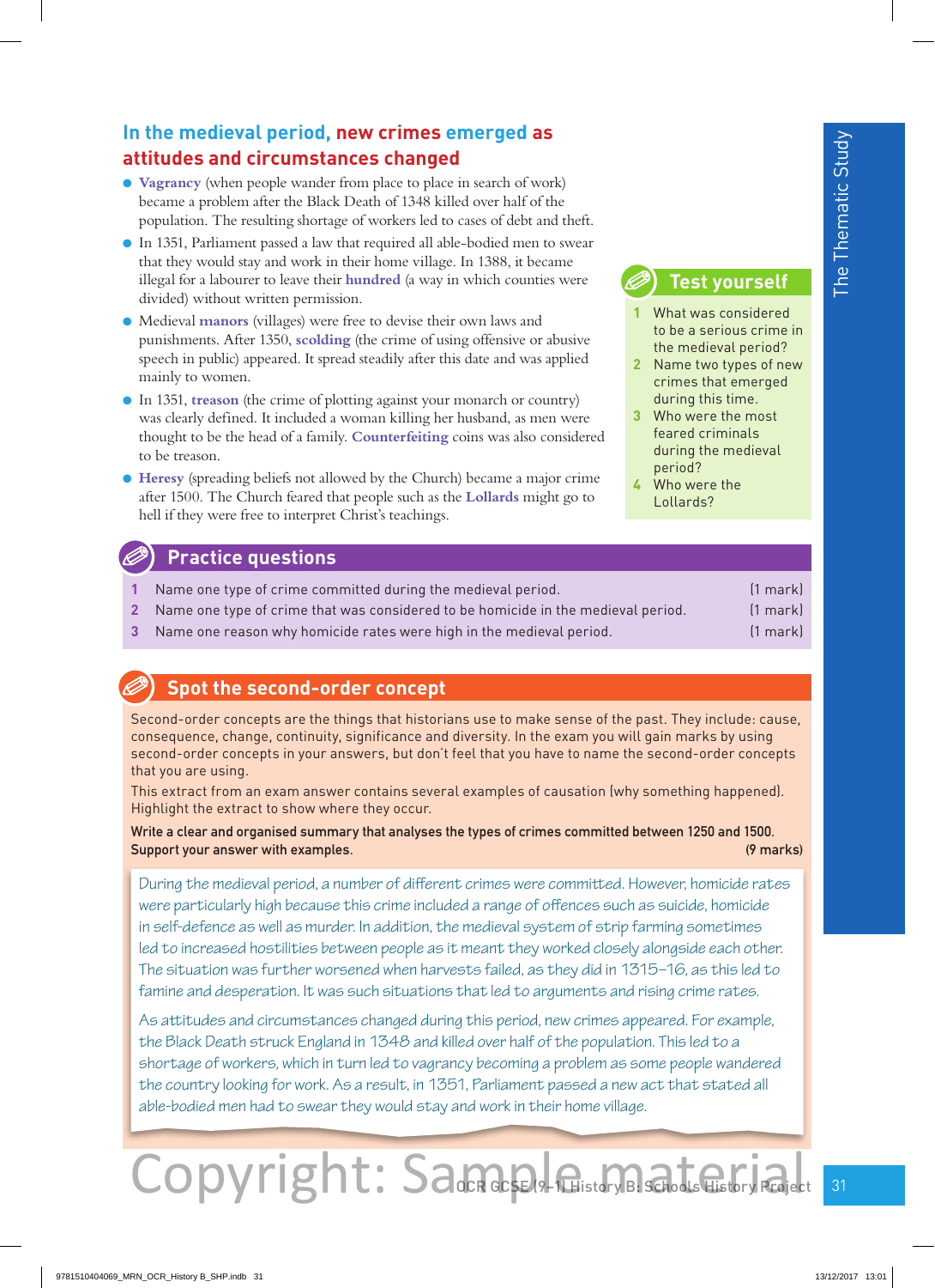## In the medieval period, new crimes emerged as attitudes and circumstances changed

- **Vagrancy** (when people wander from place to place in search of work) became a problem after the Black Death of 1348 killed over half of the population. The resulting shortage of workers led to cases of debt and theft.
- In 1351, Parliament passed a law that required all able-bodied men to swear that they would stay and work in their home village. In 1388, it became illegal for a labourer to leave their **hundred** (a way in which counties were divided) without written permission.
- Medieval **manors** (villages) were free to devise their own laws and punishments. After 1350, **scolding** (the crime of using offensive or abusive speech in public) appeared. It spread steadily after this date and was applied mainly to women.
- In 1351, **treason** (the crime of plotting against your monarch or country) was clearly defined. It included a woman killing her husband, as men were thought to be the head of a family. **Counterfeiting** coins was also considered to be treason.
- **Heresy** (spreading beliefs not allowed by the Church) became a major crime after 1500. The Church feared that people such as the **Lollards** might go to hell if they were free to interpret Christ's teachings.

### Test yourself

1. What was considered to be a serious crime in the medieval period?
2. Name two types of new crimes that emerged during this time.
3. Who were the most feared criminals during the medieval period?
4. Who were the Lollards?

### Practice questions

1. Name one type of crime committed during the medieval period. [1 mark]
2. Name one type of crime that was considered to be homicide in the medieval period. [1 mark]
3. Name one reason why homicide rates were high in the medieval period. [1 mark]

### Spot the second-order concept

Second-order concepts are the things that historians use to make sense of the past. They include: cause, consequence, change, continuity, significance and diversity. In the exam you will gain marks by using second-order concepts in your answers, but don't feel that you have to name the second-order concepts that you are using.

This extract from an exam answer contains several examples of causation (why something happened). Highlight the extract to show where they occur.

**Write a clear and organised summary that analyses the types of crimes committed between 1250 and 1500. Support your answer with examples.** **(9 marks)**

During the medieval period, a number of different crimes were committed. However, homicide rates were particularly high because this crime included a range of offences such as suicide, homicide in self-defence as well as murder. In addition, the medieval system of strip farming sometimes led to increased hostilities between people as it meant they worked closely alongside each other. The situation was further worsened when harvests failed, as they did in 1315–16, as this led to famine and desperation. It was such situations that led to arguments and rising crime rates.

As attitudes and circumstances changed during this period, new crimes appeared. For example, the Black Death struck England in 1348 and killed over half of the population. This led to a shortage of workers, which in turn led to vagrancy becoming a problem as some people wandered the country looking for work. As a result, in 1351, Parliament passed a new act that stated all able-bodied men had to swear they would stay and work in their home village.

Copyright: Sample material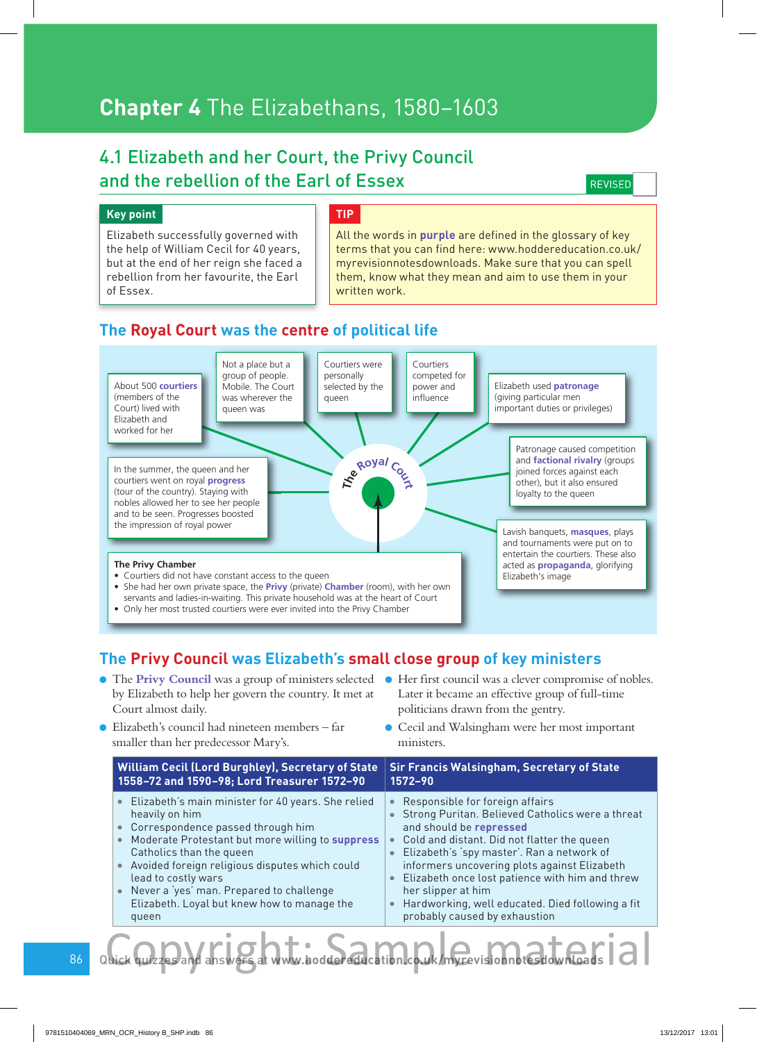# Chapter 4 The Elizabethans, 1580–1603

## 4.1 Elizabeth and her Court, the Privy Council and the rebellion of the Earl of Essex

REVISED

**Key point**

Elizabeth successfully governed with the help of William Cecil for 40 years, but at the end of her reign she faced a rebellion from her favourite, the Earl of Essex.

**TIP**

All the words in **purple** are defined in the glossary of key terms that you can find here: www.hoddereducation.co.uk/myrevisionnotesdownloads. Make sure that you can spell them, know what they mean and aim to use them in your written work.

### The Royal Court was the centre of political life

**The Royal Court**

- About 500 **courtiers** (members of the Court) lived with Elizabeth and worked for her
- Not a place but a group of people. Mobile. The Court was wherever the queen was
- Courtiers were personally selected by the queen
- Courtiers competed for power and influence
- Elizabeth used **patronage** (giving particular men important duties or privileges)
- Patronage caused competition and **factional rivalry** (groups joined forces against each other), but it also ensured loyalty to the queen
- Lavish banquets, **masques**, plays and tournaments were put on to entertain the courtiers. These also acted as **propaganda**, glorifying Elizabeth's image
- In the summer, the queen and her courtiers went on royal **progress** (tour of the country). Staying with nobles allowed her to be seen by her people. Progresses boosted the impression of royal power

**The Privy Chamber**

- Courtiers did not have constant access to the queen
- She had her own private space, the **Privy** (private) **Chamber** (room), with her own servants and ladies-in-waiting. This private household was at the heart of Court
- Only her most trusted courtiers were ever invited into the Privy Chamber

### The Privy Council was Elizabeth's small close group of key ministers

- The **Privy Council** was a group of ministers selected by Elizabeth to help her govern the country. It met at Court almost daily.
- Elizabeth's council had nineteen members – far smaller than her predecessor Mary's.
- Her first council was a clever compromise of nobles. Later it became an effective group of full-time politicians drawn from the gentry.
- Cecil and Walsingham were her most important ministers.

| William Cecil (Lord Burghley), Secretary of State 1558–72 and 1590–98; Lord Treasurer 1572–90 | Sir Francis Walsingham, Secretary of State 1572–90 |
|---|---|
| • Elizabeth's main minister for 40 years. She relied heavily on him<br>• Correspondence passed through him<br>• Moderate Protestant but more willing to **suppress** Catholics than the queen<br>• Avoided foreign religious disputes which could lead to costly wars<br>• Never a 'yes' man. Prepared to challenge Elizabeth. Loyal but knew how to manage the queen | • Responsible for foreign affairs<br>• Strong Puritan. Believed Catholics were a threat and should be **repressed**<br>• Cold and distant. Did not flatter the queen<br>• Elizabeth's 'spy master'. Ran a network of informers uncovering plots against Elizabeth<br>• Elizabeth once lost patience with him and threw her slipper at him<br>• Hardworking, well educated. Died following a fit probably caused by exhaustion |

Quick quizzes and answers at www.hoddereducation.co.uk/myrevisionnotesdownloads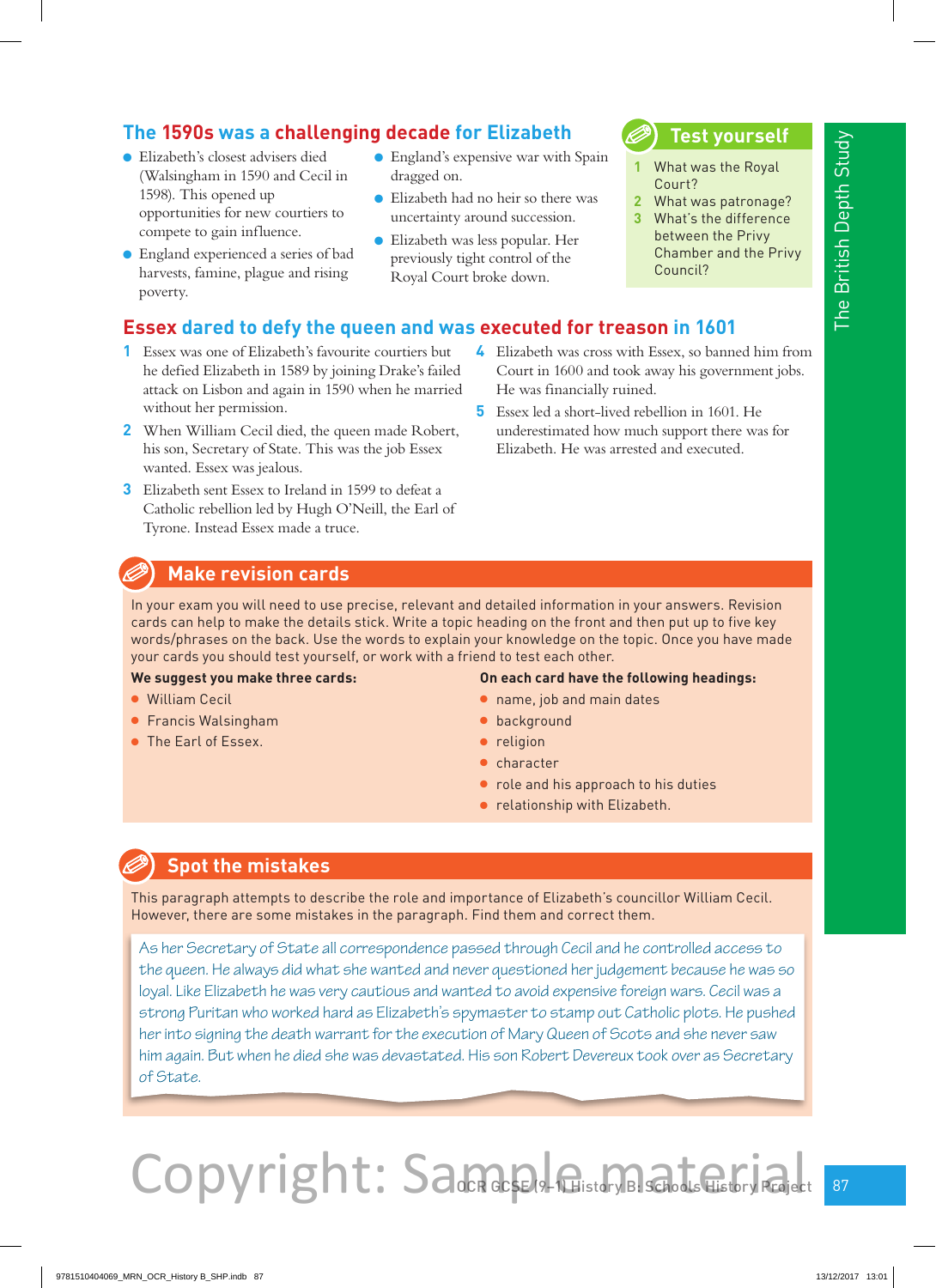## The 1590s was a challenging decade for Elizabeth

- Elizabeth's closest advisers died (Walsingham in 1590 and Cecil in 1598). This opened up opportunities for new courtiers to compete to gain influence.
- England experienced a series of bad harvests, famine, plague and rising poverty.
- England's expensive war with Spain dragged on.
- Elizabeth had no heir so there was uncertainty around succession.
- Elizabeth was less popular. Her previously tight control of the Royal Court broke down.

### Test yourself

1. What was the Royal Court?
2. What was patronage?
3. What's the difference between the Privy Chamber and the Privy Council?

## Essex dared to defy the queen and was executed for treason in 1601

1. Essex was one of Elizabeth's favourite courtiers but he defied Elizabeth in 1589 by joining Drake's failed attack on Lisbon and again in 1590 when he married without her permission.
2. When William Cecil died, the queen made Robert, his son, Secretary of State. This was the job Essex wanted. Essex was jealous.
3. Elizabeth sent Essex to Ireland in 1599 to defeat a Catholic rebellion led by Hugh O'Neill, the Earl of Tyrone. Instead Essex made a truce.
4. Elizabeth was cross with Essex, so banned him from Court in 1600 and took away his government jobs. He was financially ruined.
5. Essex led a short-lived rebellion in 1601. He underestimated how much support there was for Elizabeth. He was arrested and executed.

### Make revision cards

In your exam you will need to use precise, relevant and detailed information in your answers. Revision cards can help to make the details stick. Write a topic heading on the front and then put up to five key words/phrases on the back. Use the words to explain your knowledge on the topic. Once you have made your cards you should test yourself, or work with a friend to test each other.

**We suggest you make three cards:**

- William Cecil
- Francis Walsingham
- The Earl of Essex.

**On each card have the following headings:**

- name, job and main dates
- background
- religion
- character
- role and his approach to his duties
- relationship with Elizabeth.

### Spot the mistakes

This paragraph attempts to describe the role and importance of Elizabeth's councillor William Cecil. However, there are some mistakes in the paragraph. Find them and correct them.

*As her Secretary of State all correspondence passed through Cecil and he controlled access to the queen. He always did what she wanted and never questioned her judgement because he was so loyal. Like Elizabeth he was very cautious and wanted to avoid expensive foreign wars. Cecil was a strong Puritan who worked hard as Elizabeth's spymaster to stamp out Catholic plots. He pushed her into signing the death warrant for the execution of Mary Queen of Scots and she never saw him again. But when he died she was devastated. His son Robert Devereux took over as Secretary of State.*

Copyright: Sample material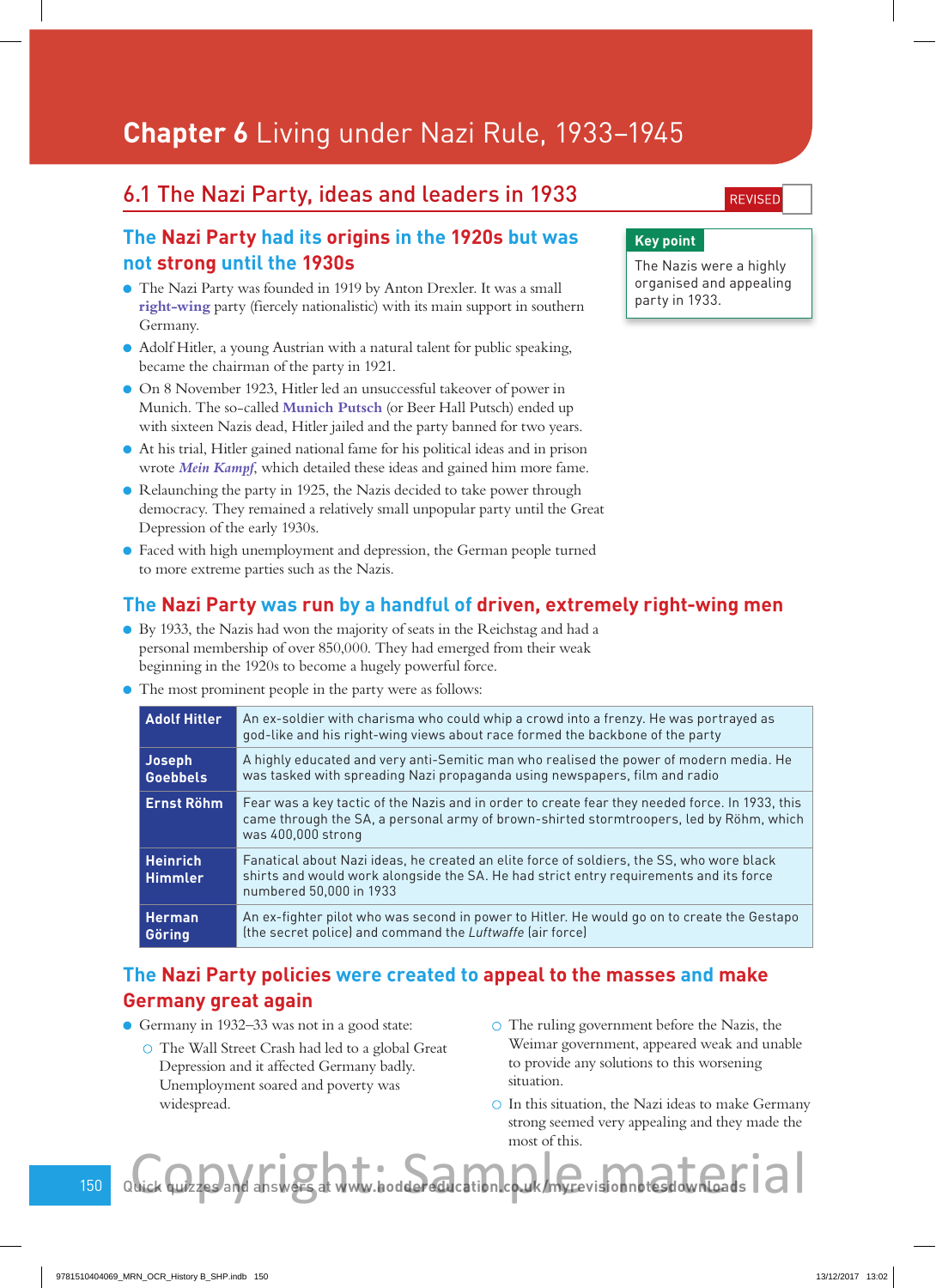# Chapter 6 Living under Nazi Rule, 1933–1945

## 6.1 The Nazi Party, ideas and leaders in 1933

REVISED

### The Nazi Party had its origins in the 1920s but was not strong until the 1930s

- The Nazi Party was founded in 1919 by Anton Drexler. It was a small **right-wing** party (fiercely nationalistic) with its main support in southern Germany.
- Adolf Hitler, a young Austrian with a natural talent for public speaking, became the chairman of the party in 1921.
- On 8 November 1923, Hitler led an unsuccessful takeover of power in Munich. The so-called **Munich Putsch** (or Beer Hall Putsch) ended up with sixteen Nazis dead, Hitler jailed and the party banned for two years.
- At his trial, Hitler gained national fame for his political ideas and in prison wrote ***Mein Kampf***, which detailed these ideas and gained him more fame.
- Relaunching the party in 1925, the Nazis decided to take power through democracy. They remained a relatively small unpopular party until the Great Depression of the early 1930s.
- Faced with high unemployment and depression, the German people turned to more extreme parties such as the Nazis.

**Key point**

The Nazis were a highly organised and appealing party in 1933.

### The Nazi Party was run by a handful of driven, extremely right-wing men

- By 1933, the Nazis had won the majority of seats in the Reichstag and had a personal membership of over 850,000. They had emerged from their weak beginning in the 1920s to become a hugely powerful force.
- The most prominent people in the party were as follows:

| | |
|---|---|
| **Adolf Hitler** | An ex-soldier with charisma who could whip a crowd into a frenzy. He was portrayed as god-like and his right-wing views about race formed the backbone of the party |
| **Joseph Goebbels** | A highly educated and very anti-Semitic man who realised the power of modern media. He was tasked with spreading Nazi propaganda using newspapers, film and radio |
| **Ernst Röhm** | Fear was a key tactic of the Nazis and in order to create fear they needed force. In 1933, this came through the SA, a personal army of brown-shirted stormtroopers, led by Röhm, which was 400,000 strong |
| **Heinrich Himmler** | Fanatical about Nazi ideas, he created an elite force of soldiers, the SS, who wore black shirts and would work alongside the SA. He had strict entry requirements and its force numbered 50,000 in 1933 |
| **Herman Göring** | An ex-fighter pilot who was second in power to Hitler. He would go on to create the Gestapo (the secret police) and command the *Luftwaffe* (air force) |

### The Nazi Party policies were created to appeal to the masses and make Germany great again

- Germany in 1932–33 was not in a good state:
  - The Wall Street Crash had led to a global Great Depression and it affected Germany badly. Unemployment soared and poverty was widespread.
  - The ruling government before the Nazis, the Weimar government, appeared weak and unable to provide any solutions to this worsening situation.
  - In this situation, the Nazi ideas to make Germany strong seemed very appealing and they made the most of this.

Quick quizzes and answers at www.hoddereducation.co.uk/myrevisionnotesdownloads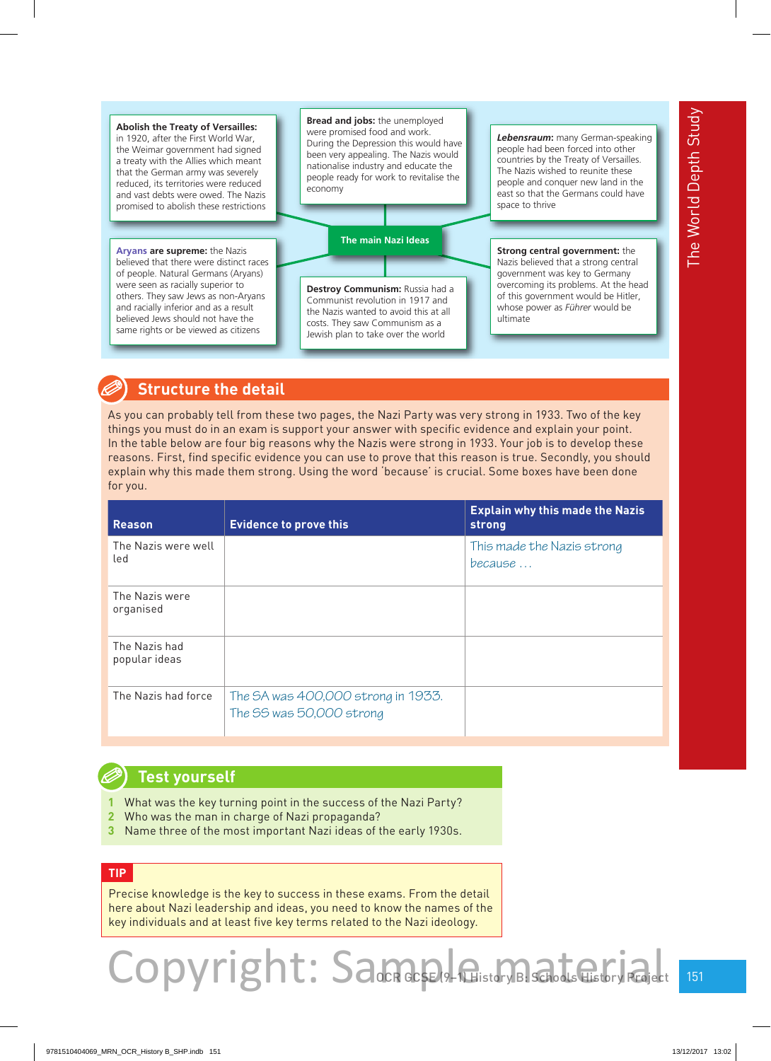**The main Nazi Ideas**

**Abolish the Treaty of Versailles:** in 1920, after the First World War, the Weimar government had signed a treaty with the Allies which meant that the German army was severely reduced, its territories were reduced and vast debts were owed. The Nazis promised to abolish these restrictions

**Bread and jobs:** the unemployed were promised food and work. During the Depression this would have been very appealing. The Nazis would nationalise industry and educate the people ready for work to revitalise the economy

***Lebensraum*:** many German-speaking people had been forced into other countries by the Treaty of Versailles. The Nazis wished to reunite these people and conquer new land in the east so that the Germans could have space to thrive

**Aryans are supreme:** the Nazis believed that there were distinct races of people. Natural Germans (Aryans) were seen as racially superior to others. They saw Jews as non-Aryans and racially inferior and as a result believed Jews should not have the same rights or be viewed as citizens

**Destroy Communism:** Russia had a Communist revolution in 1917 and the Nazis wanted to avoid this at all costs. They saw Communism as a Jewish plan to take over the world

**Strong central government:** the Nazis believed that a strong central government was key to Germany overcoming its problems. At the head of this government would be Hitler, whose power as *Führer* would be ultimate

## Structure the detail

As you can probably tell from these two pages, the Nazi Party was very strong in 1933. Two of the key things you must do in an exam is support your answer with specific evidence and explain your point. In the table below are four big reasons why the Nazis were strong in 1933. Your job is to develop these reasons. First, find specific evidence you can use to prove that this reason is true. Secondly, you should explain why this made them strong. Using the word 'because' is crucial. Some boxes have been done for you.

| Reason | Evidence to prove this | Explain why this made the Nazis strong |
|---|---|---|
| The Nazis were well led | | This made the Nazis strong because ... |
| The Nazis were organised | | |
| The Nazis had popular ideas | | |
| The Nazis had force | The SA was 400,000 strong in 1933. The SS was 50,000 strong | |

## Test yourself

1. What was the key turning point in the success of the Nazi Party?
2. Who was the man in charge of Nazi propaganda?
3. Name three of the most important Nazi ideas of the early 1930s.

**TIP**

Precise knowledge is the key to success in these exams. From the detail here about Nazi leadership and ideas, you need to know the names of the key individuals and at least five key terms related to the Nazi ideology.

Copyright: Sample material